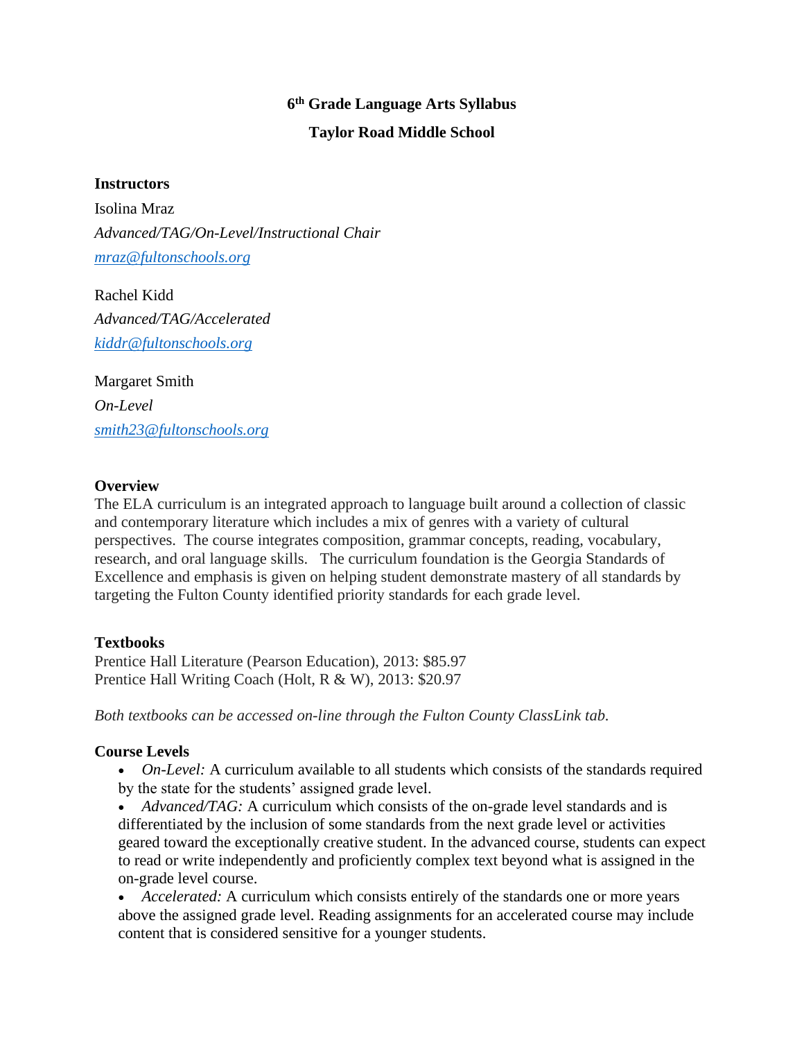# 6th Grade Language Arts Syllabus

## Taylor Road Middle School

**Instructors**

Isolina Mraz

*Advanced/TAG/On-Level/Instructional Chair*

*mraz@fultonschools.org*

Rachel Kidd

*Advanced/TAG/Accelerated*

*kiddr@fultonschools.org*

Margaret Smith

*On-Level*

*smith23@fultonschools.org*

**Overview**

The ELA curriculum is an integrated approach to language built around a collection of classic and contemporary literature which includes a mix of genres with a variety of cultural perspectives. The course integrates composition, grammar concepts, reading, vocabulary, research, and oral language skills. The curriculum foundation is the Georgia Standards of Excellence and emphasis is given on helping student demonstrate mastery of all standards by targeting the Fulton County identified priority standards for each grade level.

**Textbooks**

Prentice Hall Literature (Pearson Education), 2013: $85.97
Prentice Hall Writing Coach (Holt, R & W), 2013: $20.97

*Both textbooks can be accessed on-line through the Fulton County ClassLink tab.*

**Course Levels**

- *On-Level:* A curriculum available to all students which consists of the standards required by the state for the students' assigned grade level.
- *Advanced/TAG:* A curriculum which consists of the on-grade level standards and is differentiated by the inclusion of some standards from the next grade level or activities geared toward the exceptionally creative student. In the advanced course, students can expect to read or write independently and proficiently complex text beyond what is assigned in the on-grade level course.
- *Accelerated:* A curriculum which consists entirely of the standards one or more years above the assigned grade level. Reading assignments for an accelerated course may include content that is considered sensitive for a younger students.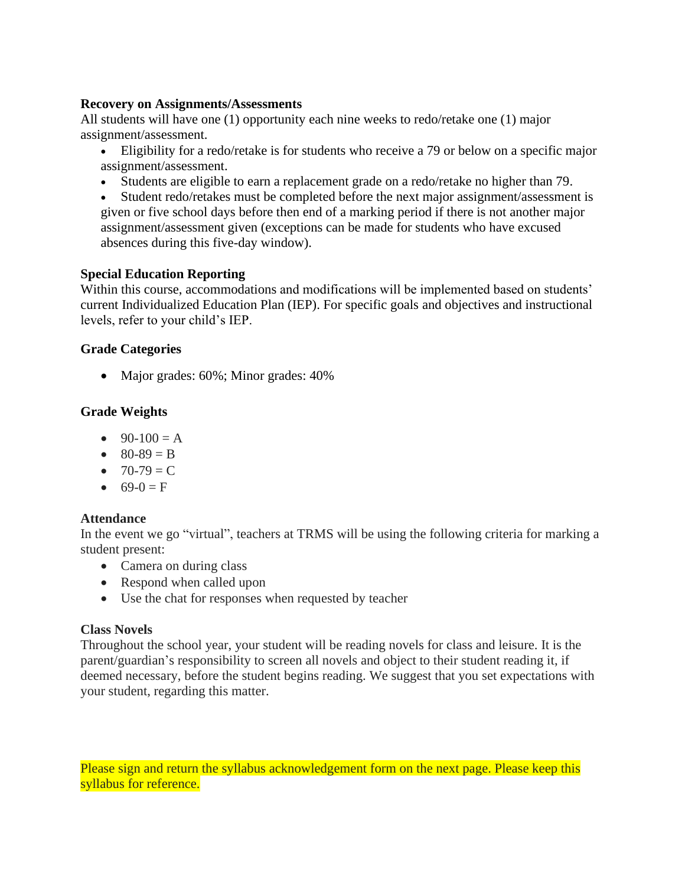**Recovery on Assignments/Assessments**

All students will have one (1) opportunity each nine weeks to redo/retake one (1) major assignment/assessment.

- Eligibility for a redo/retake is for students who receive a 79 or below on a specific major assignment/assessment.
- Students are eligible to earn a replacement grade on a redo/retake no higher than 79.
- Student redo/retakes must be completed before the next major assignment/assessment is given or five school days before then end of a marking period if there is not another major assignment/assessment given (exceptions can be made for students who have excused absences during this five-day window).

**Special Education Reporting**

Within this course, accommodations and modifications will be implemented based on students' current Individualized Education Plan (IEP). For specific goals and objectives and instructional levels, refer to your child's IEP.

**Grade Categories**

- Major grades: 60%; Minor grades: 40%

**Grade Weights**

- 90-100 = A
- 80-89 = B
- 70-79 = C
- 69-0 = F

**Attendance**

In the event we go "virtual", teachers at TRMS will be using the following criteria for marking a student present:

- Camera on during class
- Respond when called upon
- Use the chat for responses when requested by teacher

**Class Novels**

Throughout the school year, your student will be reading novels for class and leisure. It is the parent/guardian's responsibility to screen all novels and object to their student reading it, if deemed necessary, before the student begins reading. We suggest that you set expectations with your student, regarding this matter.

Please sign and return the syllabus acknowledgement form on the next page. Please keep this syllabus for reference.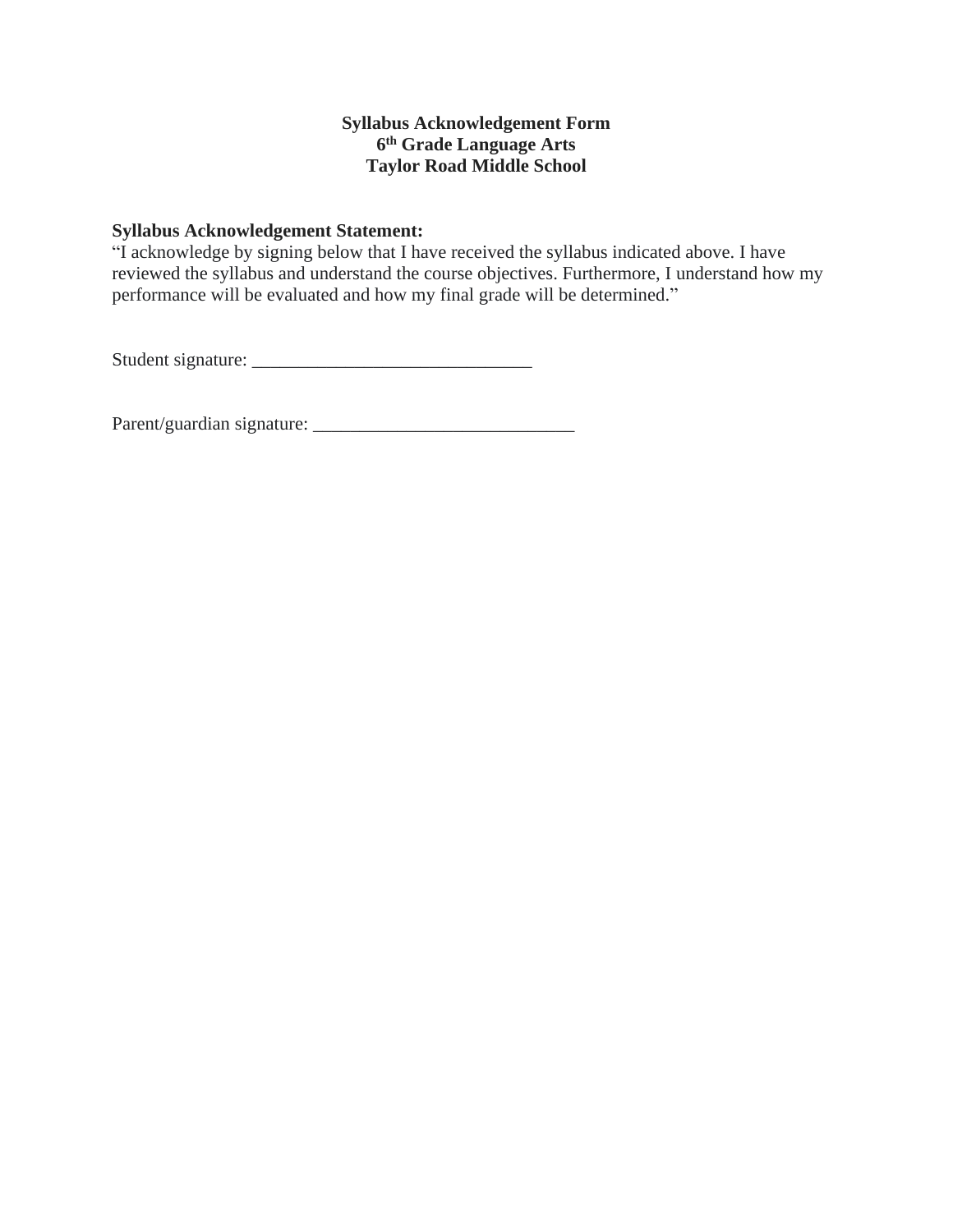**Syllabus Acknowledgement Form**
**6th Grade Language Arts**
**Taylor Road Middle School**

**Syllabus Acknowledgement Statement:**
"I acknowledge by signing below that I have received the syllabus indicated above. I have reviewed the syllabus and understand the course objectives. Furthermore, I understand how my performance will be evaluated and how my final grade will be determined."

Student signature: ______________________________

Parent/guardian signature: ____________________________